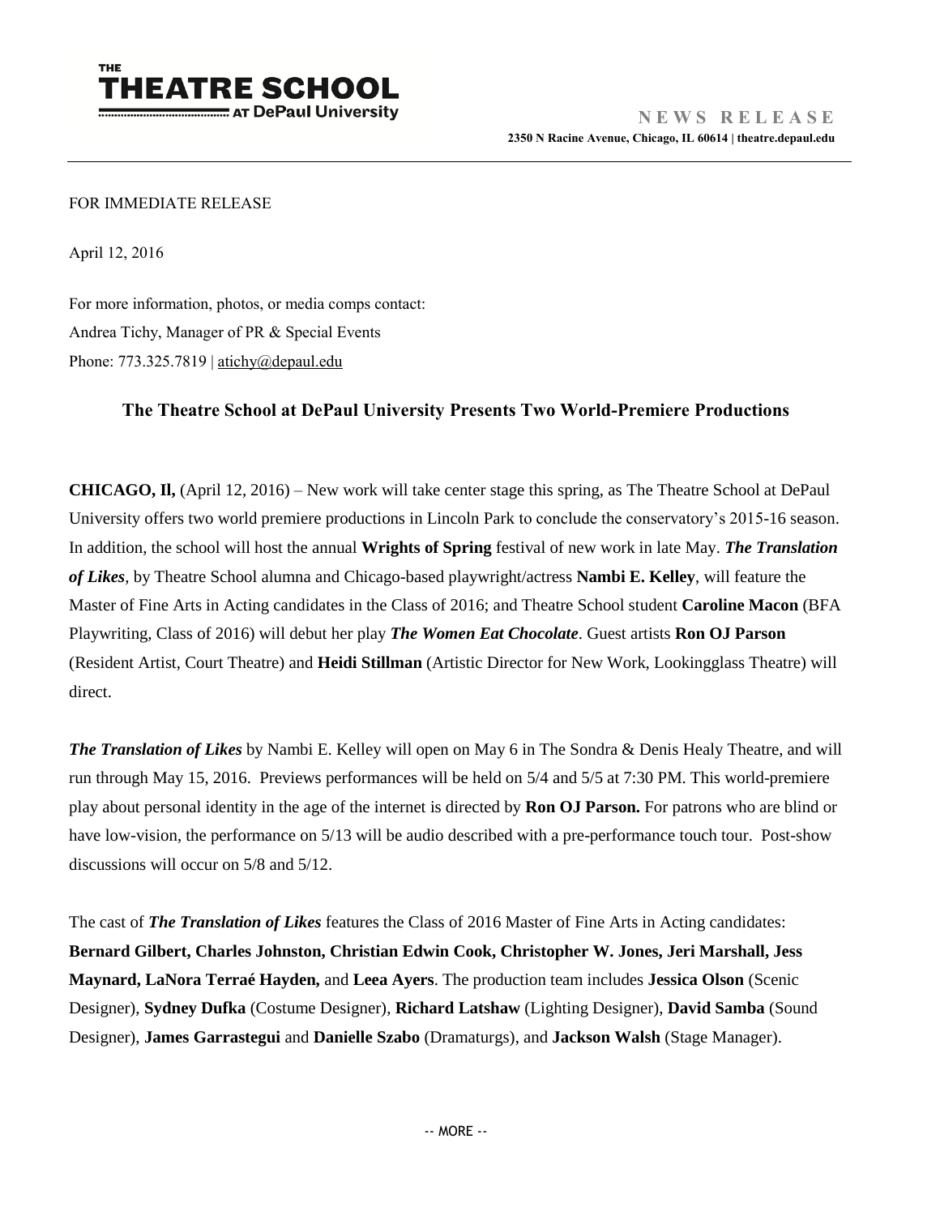**THE THEATRE SCHOOL AT DePaul University**

**NEWS RELEASE**

**2350 N Racine Avenue, Chicago, IL 60614 | theatre.depaul.edu**

---

FOR IMMEDIATE RELEASE

April 12, 2016

For more information, photos, or media comps contact:
Andrea Tichy, Manager of PR & Special Events
Phone: 773.325.7819 | atichy@depaul.edu

## The Theatre School at DePaul University Presents Two World-Premiere Productions

**CHICAGO, Il,** (April 12, 2016) – New work will take center stage this spring, as The Theatre School at DePaul University offers two world premiere productions in Lincoln Park to conclude the conservatory's 2015-16 season. In addition, the school will host the annual **Wrights of Spring** festival of new work in late May. ***The Translation of Likes***, by Theatre School alumna and Chicago-based playwright/actress **Nambi E. Kelley**, will feature the Master of Fine Arts in Acting candidates in the Class of 2016; and Theatre School student **Caroline Macon** (BFA Playwriting, Class of 2016) will debut her play ***The Women Eat Chocolate***. Guest artists **Ron OJ Parson** (Resident Artist, Court Theatre) and **Heidi Stillman** (Artistic Director for New Work, Lookingglass Theatre) will direct.

***The Translation of Likes*** by Nambi E. Kelley will open on May 6 in The Sondra & Denis Healy Theatre, and will run through May 15, 2016. Previews performances will be held on 5/4 and 5/5 at 7:30 PM. This world-premiere play about personal identity in the age of the internet is directed by **Ron OJ Parson.** For patrons who are blind or have low-vision, the performance on 5/13 will be audio described with a pre-performance touch tour. Post-show discussions will occur on 5/8 and 5/12.

The cast of ***The Translation of Likes*** features the Class of 2016 Master of Fine Arts in Acting candidates: **Bernard Gilbert, Charles Johnston, Christian Edwin Cook, Christopher W. Jones, Jeri Marshall, Jess Maynard, LaNora Terraé Hayden,** and **Leea Ayers**. The production team includes **Jessica Olson** (Scenic Designer), **Sydney Dufka** (Costume Designer), **Richard Latshaw** (Lighting Designer), **David Samba** (Sound Designer), **James Garrastegui** and **Danielle Szabo** (Dramaturgs), and **Jackson Walsh** (Stage Manager).

-- MORE --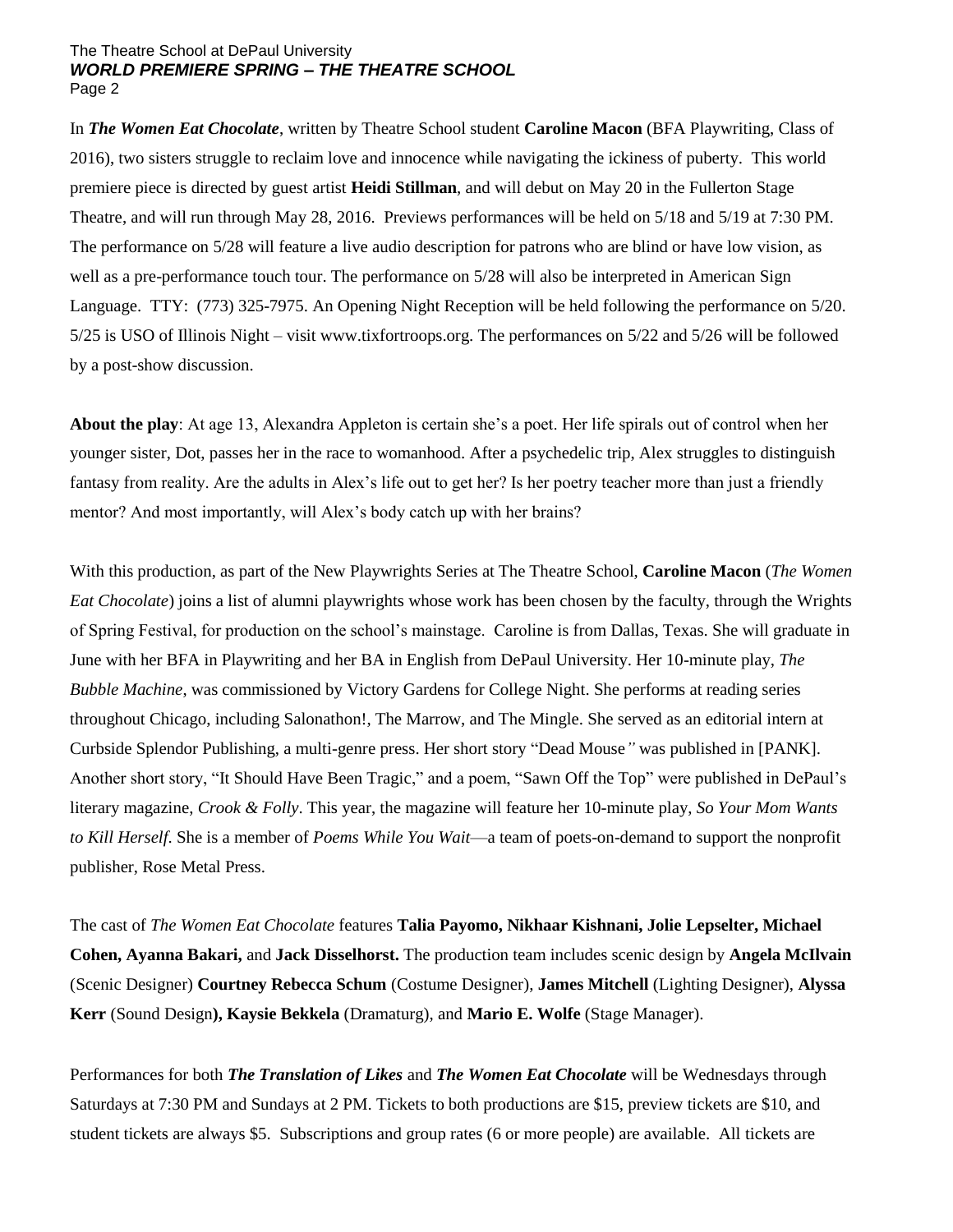In ***The Women Eat Chocolate***, written by Theatre School student **Caroline Macon** (BFA Playwriting, Class of 2016), two sisters struggle to reclaim love and innocence while navigating the ickiness of puberty. This world premiere piece is directed by guest artist **Heidi Stillman**, and will debut on May 20 in the Fullerton Stage Theatre, and will run through May 28, 2016. Previews performances will be held on 5/18 and 5/19 at 7:30 PM. The performance on 5/28 will feature a live audio description for patrons who are blind or have low vision, as well as a pre-performance touch tour. The performance on 5/28 will also be interpreted in American Sign Language. TTY: (773) 325-7975. An Opening Night Reception will be held following the performance on 5/20. 5/25 is USO of Illinois Night – visit www.tixfortroops.org. The performances on 5/22 and 5/26 will be followed by a post-show discussion.

**About the play**: At age 13, Alexandra Appleton is certain she's a poet. Her life spirals out of control when her younger sister, Dot, passes her in the race to womanhood. After a psychedelic trip, Alex struggles to distinguish fantasy from reality. Are the adults in Alex's life out to get her? Is her poetry teacher more than just a friendly mentor? And most importantly, will Alex's body catch up with her brains?

With this production, as part of the New Playwrights Series at The Theatre School, **Caroline Macon** (*The Women Eat Chocolate*) joins a list of alumni playwrights whose work has been chosen by the faculty, through the Wrights of Spring Festival, for production on the school's mainstage. Caroline is from Dallas, Texas. She will graduate in June with her BFA in Playwriting and her BA in English from DePaul University. Her 10-minute play, *The Bubble Machine*, was commissioned by Victory Gardens for College Night. She performs at reading series throughout Chicago, including Salonathon!, The Marrow, and The Mingle. She served as an editorial intern at Curbside Splendor Publishing, a multi-genre press. Her short story "Dead Mouse" was published in [PANK]. Another short story, "It Should Have Been Tragic," and a poem, "Sawn Off the Top" were published in DePaul's literary magazine, *Crook & Folly*. This year, the magazine will feature her 10-minute play, *So Your Mom Wants to Kill Herself*. She is a member of *Poems While You Wait*—a team of poets-on-demand to support the nonprofit publisher, Rose Metal Press.

The cast of *The Women Eat Chocolate* features **Talia Payomo, Nikhaar Kishnani, Jolie Lepselter, Michael Cohen, Ayanna Bakari,** and **Jack Disselhorst.** The production team includes scenic design by **Angela McIlvain** (Scenic Designer) **Courtney Rebecca Schum** (Costume Designer), **James Mitchell** (Lighting Designer), **Alyssa Kerr** (Sound Design**), Kaysie Bekkela** (Dramaturg), and **Mario E. Wolfe** (Stage Manager).

Performances for both ***The Translation of Likes*** and ***The Women Eat Chocolate*** will be Wednesdays through Saturdays at 7:30 PM and Sundays at 2 PM. Tickets to both productions are $15, preview tickets are $10, and student tickets are always $5. Subscriptions and group rates (6 or more people) are available. All tickets are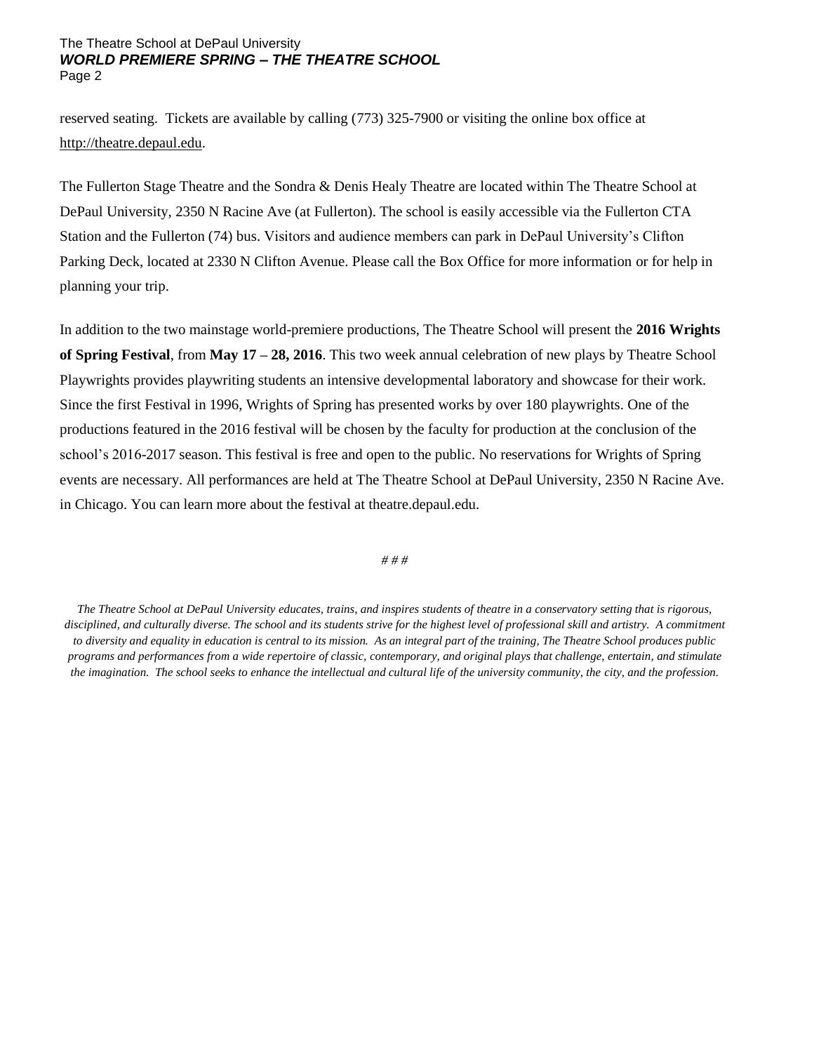reserved seating. Tickets are available by calling (773) 325-7900 or visiting the online box office at http://theatre.depaul.edu.

The Fullerton Stage Theatre and the Sondra & Denis Healy Theatre are located within The Theatre School at DePaul University, 2350 N Racine Ave (at Fullerton). The school is easily accessible via the Fullerton CTA Station and the Fullerton (74) bus. Visitors and audience members can park in DePaul University's Clifton Parking Deck, located at 2330 N Clifton Avenue. Please call the Box Office for more information or for help in planning your trip.

In addition to the two mainstage world-premiere productions, The Theatre School will present the **2016 Wrights of Spring Festival**, from **May 17 – 28, 2016**. This two week annual celebration of new plays by Theatre School Playwrights provides playwriting students an intensive developmental laboratory and showcase for their work. Since the first Festival in 1996, Wrights of Spring has presented works by over 180 playwrights. One of the productions featured in the 2016 festival will be chosen by the faculty for production at the conclusion of the school's 2016-2017 season. This festival is free and open to the public. No reservations for Wrights of Spring events are necessary. All performances are held at The Theatre School at DePaul University, 2350 N Racine Ave. in Chicago. You can learn more about the festival at theatre.depaul.edu.

*# # #*

*The Theatre School at DePaul University educates, trains, and inspires students of theatre in a conservatory setting that is rigorous, disciplined, and culturally diverse. The school and its students strive for the highest level of professional skill and artistry. A commitment to diversity and equality in education is central to its mission. As an integral part of the training, The Theatre School produces public programs and performances from a wide repertoire of classic, contemporary, and original plays that challenge, entertain, and stimulate the imagination. The school seeks to enhance the intellectual and cultural life of the university community, the city, and the profession.*